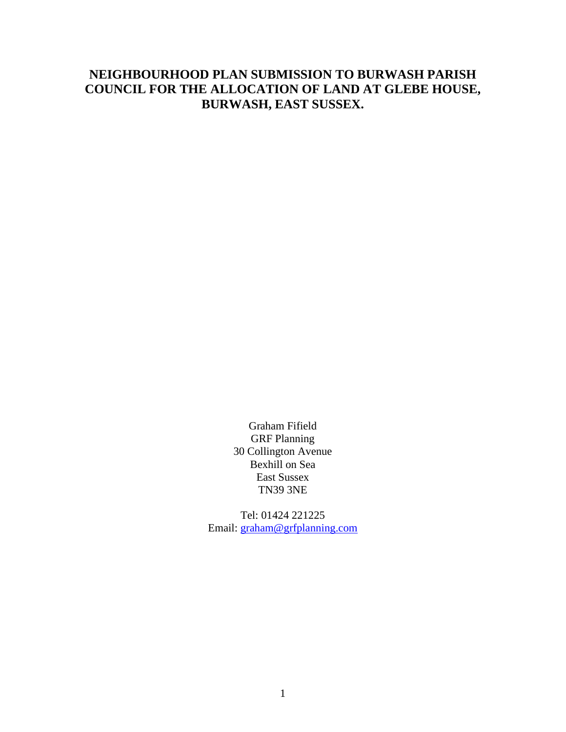# NEIGHBOURHOOD PLAN SUBMISSION TO BURWASH PARISH COUNCIL FOR THE ALLOCATION OF LAND AT GLEBE HOUSE, BURWASH, EAST SUSSEX.

Graham Fifield
GRF Planning
30 Collington Avenue
Bexhill on Sea
East Sussex
TN39 3NE

Tel: 01424 221225
Email: graham@grfplanning.com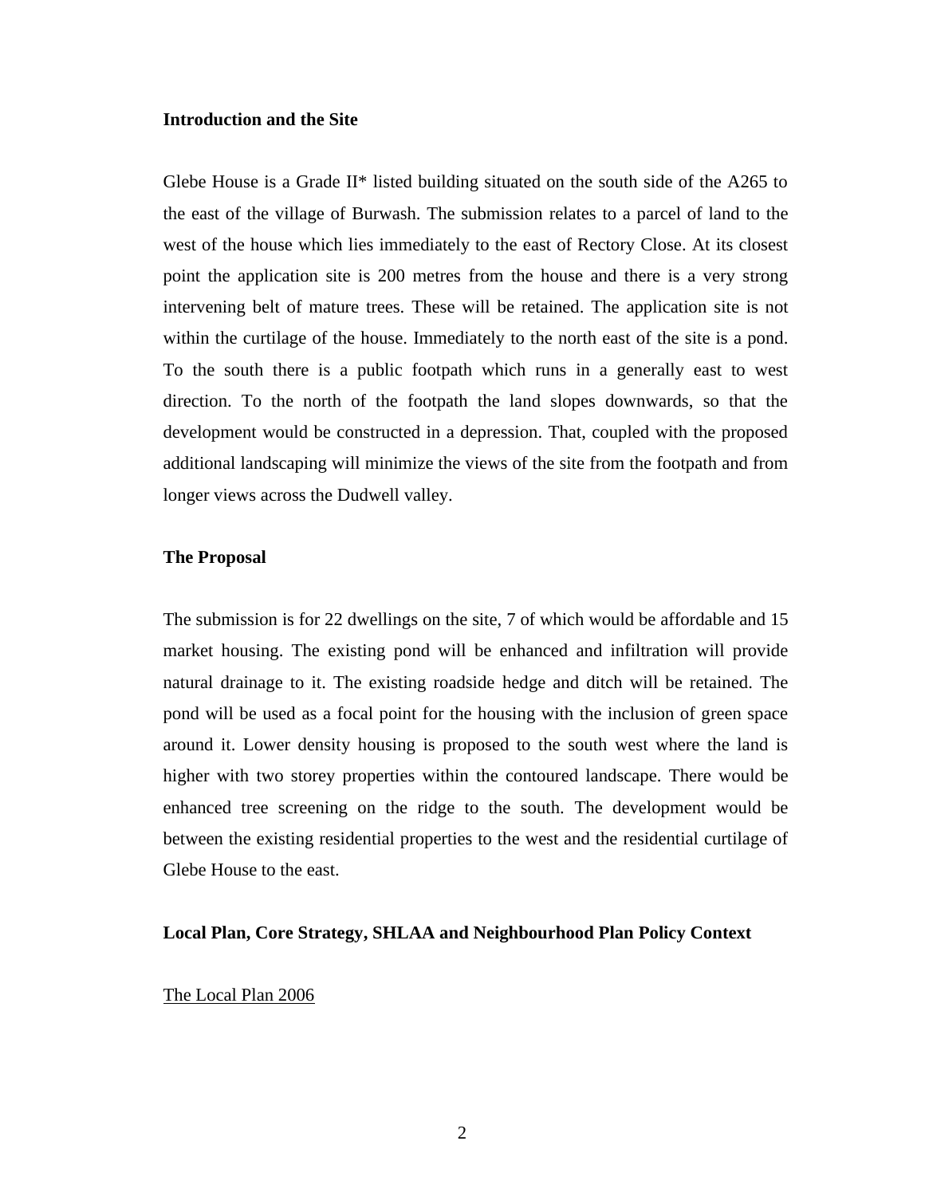**Introduction and the Site**

Glebe House is a Grade II* listed building situated on the south side of the A265 to the east of the village of Burwash. The submission relates to a parcel of land to the west of the house which lies immediately to the east of Rectory Close. At its closest point the application site is 200 metres from the house and there is a very strong intervening belt of mature trees. These will be retained. The application site is not within the curtilage of the house. Immediately to the north east of the site is a pond. To the south there is a public footpath which runs in a generally east to west direction. To the north of the footpath the land slopes downwards, so that the development would be constructed in a depression. That, coupled with the proposed additional landscaping will minimize the views of the site from the footpath and from longer views across the Dudwell valley.

**The Proposal**

The submission is for 22 dwellings on the site, 7 of which would be affordable and 15 market housing. The existing pond will be enhanced and infiltration will provide natural drainage to it. The existing roadside hedge and ditch will be retained. The pond will be used as a focal point for the housing with the inclusion of green space around it. Lower density housing is proposed to the south west where the land is higher with two storey properties within the contoured landscape. There would be enhanced tree screening on the ridge to the south. The development would be between the existing residential properties to the west and the residential curtilage of Glebe House to the east.

**Local Plan, Core Strategy, SHLAA and Neighbourhood Plan Policy Context**

<u>The Local Plan 2006</u>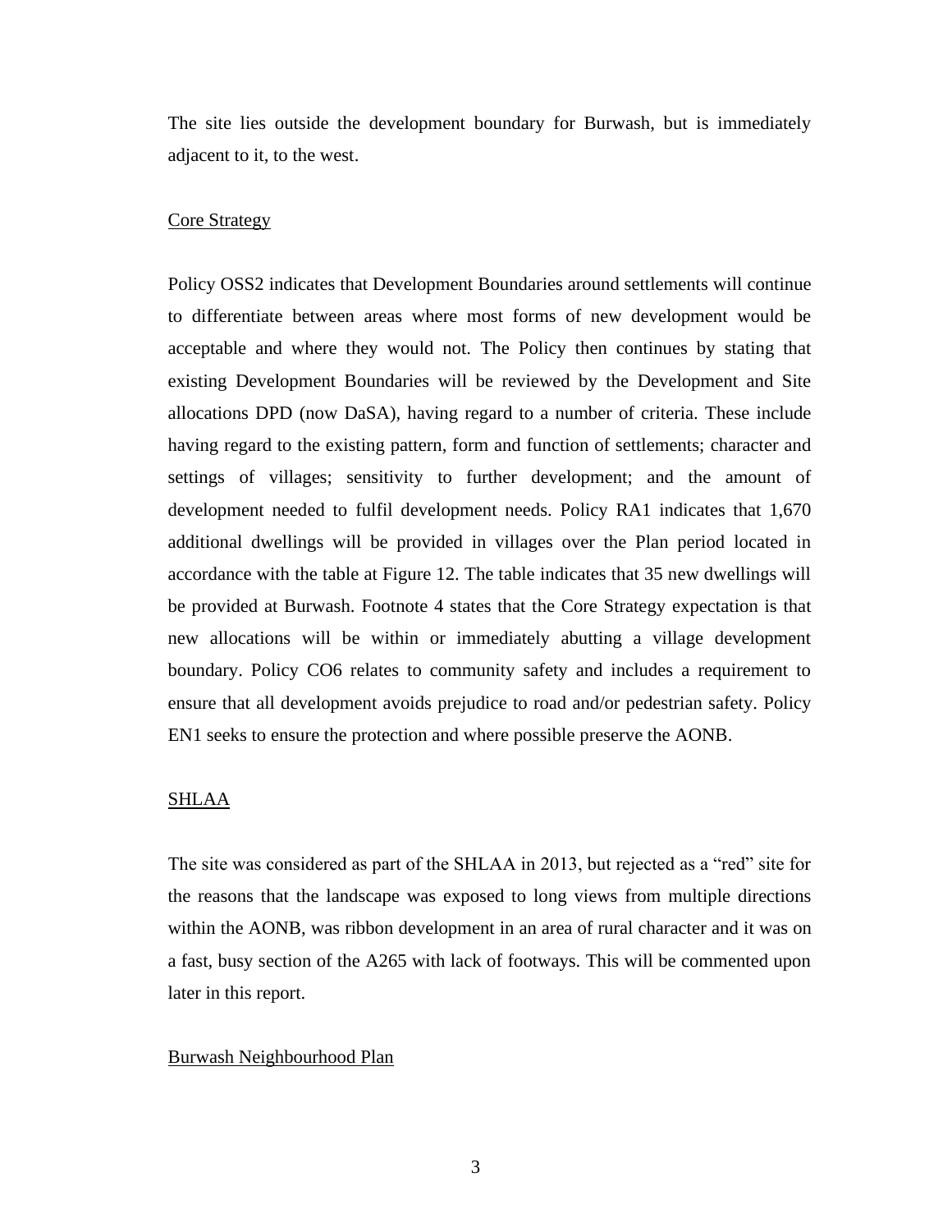The site lies outside the development boundary for Burwash, but is immediately adjacent to it, to the west.

<u>Core Strategy</u>

Policy OSS2 indicates that Development Boundaries around settlements will continue to differentiate between areas where most forms of new development would be acceptable and where they would not. The Policy then continues by stating that existing Development Boundaries will be reviewed by the Development and Site allocations DPD (now DaSA), having regard to a number of criteria. These include having regard to the existing pattern, form and function of settlements; character and settings of villages; sensitivity to further development; and the amount of development needed to fulfil development needs. Policy RA1 indicates that 1,670 additional dwellings will be provided in villages over the Plan period located in accordance with the table at Figure 12. The table indicates that 35 new dwellings will be provided at Burwash. Footnote 4 states that the Core Strategy expectation is that new allocations will be within or immediately abutting a village development boundary. Policy CO6 relates to community safety and includes a requirement to ensure that all development avoids prejudice to road and/or pedestrian safety. Policy EN1 seeks to ensure the protection and where possible preserve the AONB.

<u>SHLAA</u>

The site was considered as part of the SHLAA in 2013, but rejected as a "red" site for the reasons that the landscape was exposed to long views from multiple directions within the AONB, was ribbon development in an area of rural character and it was on a fast, busy section of the A265 with lack of footways. This will be commented upon later in this report.

<u>Burwash Neighbourhood Plan</u>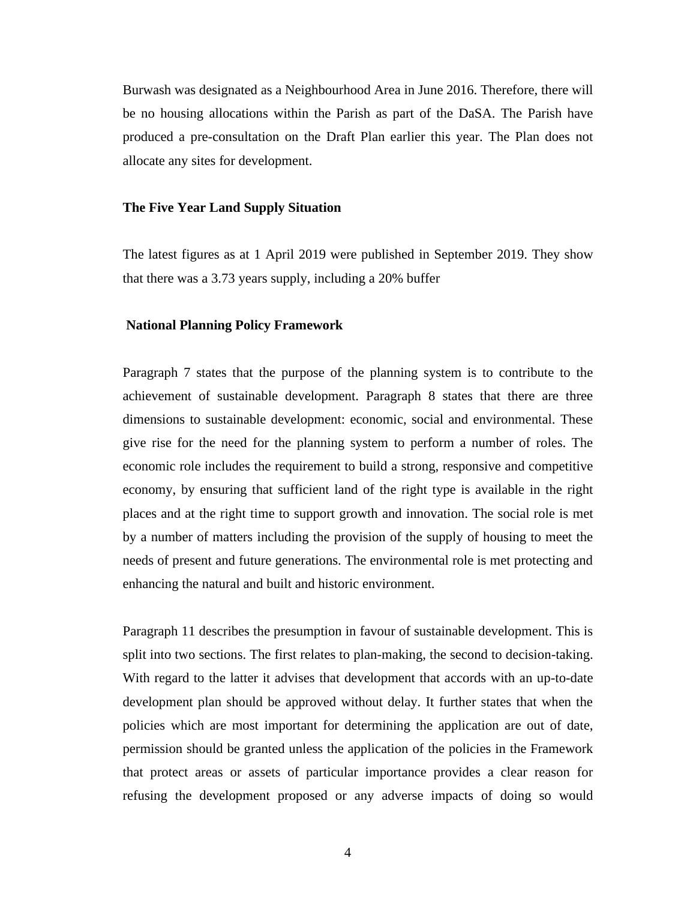Burwash was designated as a Neighbourhood Area in June 2016. Therefore, there will be no housing allocations within the Parish as part of the DaSA. The Parish have produced a pre-consultation on the Draft Plan earlier this year. The Plan does not allocate any sites for development.

**The Five Year Land Supply Situation**

The latest figures as at 1 April 2019 were published in September 2019. They show that there was a 3.73 years supply, including a 20% buffer

**National Planning Policy Framework**

Paragraph 7 states that the purpose of the planning system is to contribute to the achievement of sustainable development. Paragraph 8 states that there are three dimensions to sustainable development: economic, social and environmental. These give rise for the need for the planning system to perform a number of roles. The economic role includes the requirement to build a strong, responsive and competitive economy, by ensuring that sufficient land of the right type is available in the right places and at the right time to support growth and innovation. The social role is met by a number of matters including the provision of the supply of housing to meet the needs of present and future generations. The environmental role is met protecting and enhancing the natural and built and historic environment.

Paragraph 11 describes the presumption in favour of sustainable development. This is split into two sections. The first relates to plan-making, the second to decision-taking. With regard to the latter it advises that development that accords with an up-to-date development plan should be approved without delay. It further states that when the policies which are most important for determining the application are out of date, permission should be granted unless the application of the policies in the Framework that protect areas or assets of particular importance provides a clear reason for refusing the development proposed or any adverse impacts of doing so would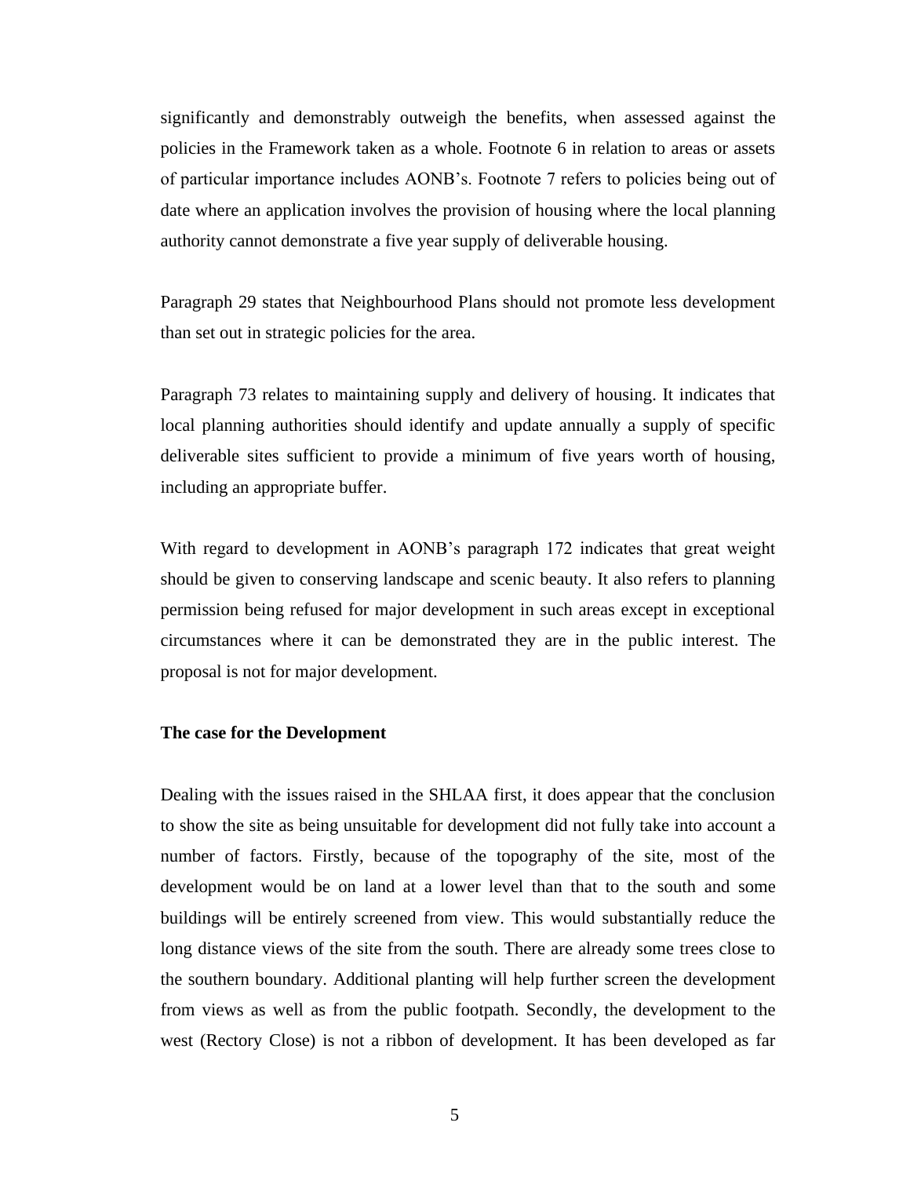significantly and demonstrably outweigh the benefits, when assessed against the policies in the Framework taken as a whole. Footnote 6 in relation to areas or assets of particular importance includes AONB's. Footnote 7 refers to policies being out of date where an application involves the provision of housing where the local planning authority cannot demonstrate a five year supply of deliverable housing.

Paragraph 29 states that Neighbourhood Plans should not promote less development than set out in strategic policies for the area.

Paragraph 73 relates to maintaining supply and delivery of housing. It indicates that local planning authorities should identify and update annually a supply of specific deliverable sites sufficient to provide a minimum of five years worth of housing, including an appropriate buffer.

With regard to development in AONB's paragraph 172 indicates that great weight should be given to conserving landscape and scenic beauty. It also refers to planning permission being refused for major development in such areas except in exceptional circumstances where it can be demonstrated they are in the public interest. The proposal is not for major development.

**The case for the Development**

Dealing with the issues raised in the SHLAA first, it does appear that the conclusion to show the site as being unsuitable for development did not fully take into account a number of factors. Firstly, because of the topography of the site, most of the development would be on land at a lower level than that to the south and some buildings will be entirely screened from view. This would substantially reduce the long distance views of the site from the south. There are already some trees close to the southern boundary. Additional planting will help further screen the development from views as well as from the public footpath. Secondly, the development to the west (Rectory Close) is not a ribbon of development. It has been developed as far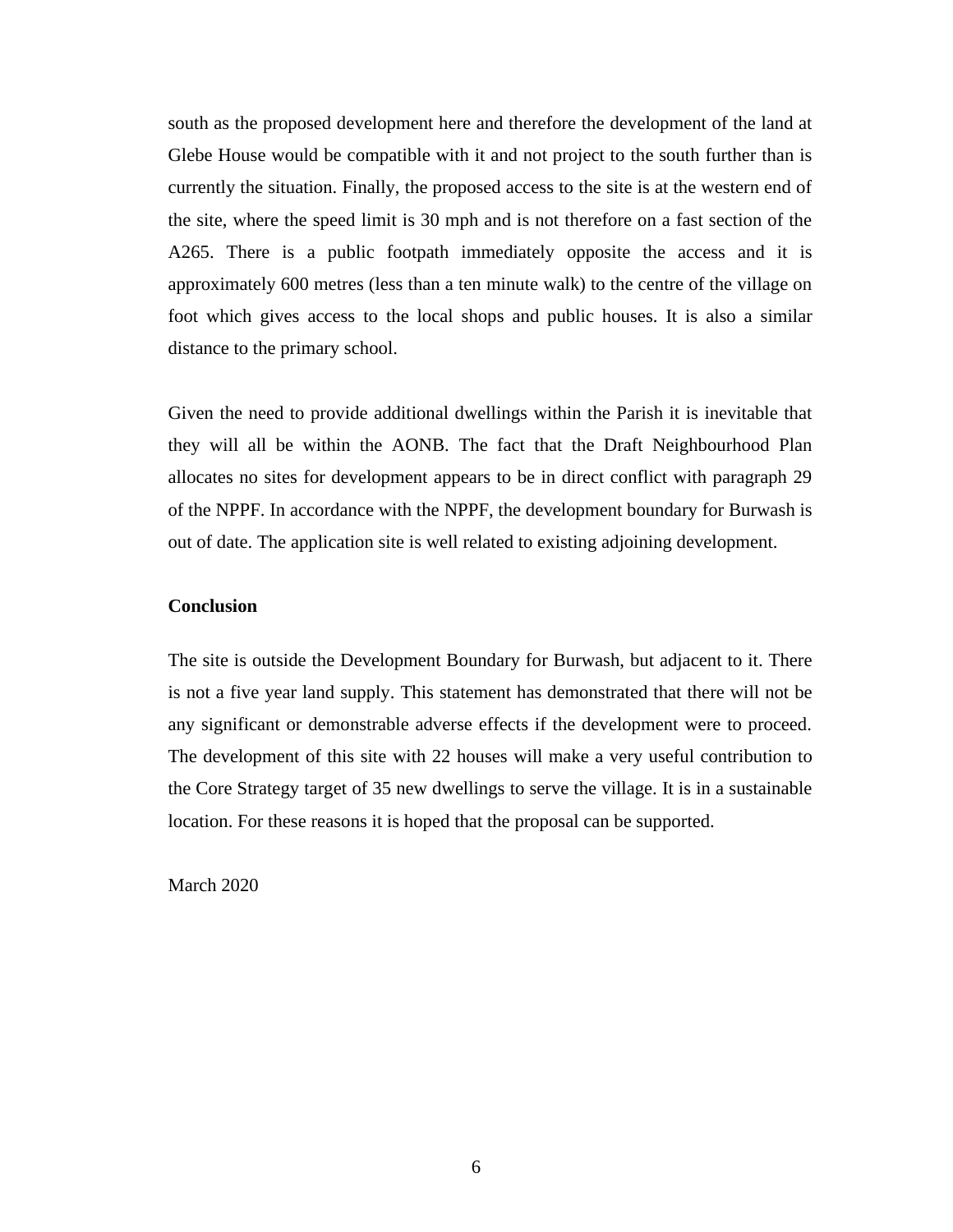south as the proposed development here and therefore the development of the land at Glebe House would be compatible with it and not project to the south further than is currently the situation. Finally, the proposed access to the site is at the western end of the site, where the speed limit is 30 mph and is not therefore on a fast section of the A265. There is a public footpath immediately opposite the access and it is approximately 600 metres (less than a ten minute walk) to the centre of the village on foot which gives access to the local shops and public houses. It is also a similar distance to the primary school.

Given the need to provide additional dwellings within the Parish it is inevitable that they will all be within the AONB. The fact that the Draft Neighbourhood Plan allocates no sites for development appears to be in direct conflict with paragraph 29 of the NPPF. In accordance with the NPPF, the development boundary for Burwash is out of date. The application site is well related to existing adjoining development.

**Conclusion**

The site is outside the Development Boundary for Burwash, but adjacent to it. There is not a five year land supply. This statement has demonstrated that there will not be any significant or demonstrable adverse effects if the development were to proceed. The development of this site with 22 houses will make a very useful contribution to the Core Strategy target of 35 new dwellings to serve the village. It is in a sustainable location. For these reasons it is hoped that the proposal can be supported.

March 2020